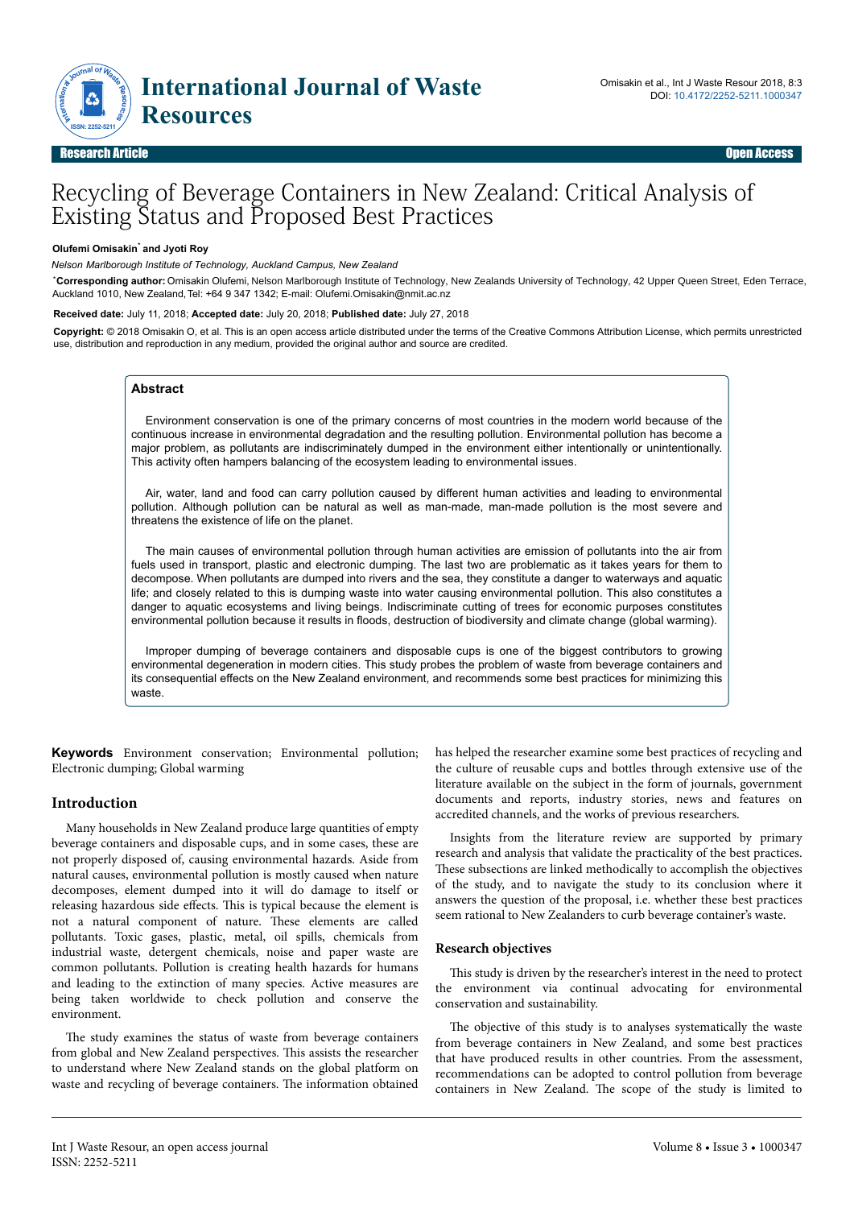# Recycling of Beverage Containers in New Zealand: Critical Analysis of Existing Status and Proposed Best Practices

**Olufemi Omisakin*** **and Jyoti Roy**

*Nelson Marlborough Institute of Technology, Auckland Campus, New Zealand*

***Corresponding author:** Omisakin Olufemi, Nelson Marlborough Institute of Technology, New Zealands University of Technology, 42 Upper Queen Street, Eden Terrace, Auckland 1010, New Zealand, Tel: +64 9 347 1342; E-mail: Olufemi.Omisakin@nmit.ac.nz

**Received date:** July 11, 2018; **Accepted date:** July 20, 2018; **Published date:** July 27, 2018

**Copyright:** © 2018 Omisakin O, et al. This is an open access article distributed under the terms of the Creative Commons Attribution License, which permits unrestricted use, distribution and reproduction in any medium, provided the original author and source are credited.

## Abstract

Environment conservation is one of the primary concerns of most countries in the modern world because of the continuous increase in environmental degradation and the resulting pollution. Environmental pollution has become a major problem, as pollutants are indiscriminately dumped in the environment either intentionally or unintentionally. This activity often hampers balancing of the ecosystem leading to environmental issues.

Air, water, land and food can carry pollution caused by different human activities and leading to environmental pollution. Although pollution can be natural as well as man-made, man-made pollution is the most severe and threatens the existence of life on the planet.

The main causes of environmental pollution through human activities are emission of pollutants into the air from fuels used in transport, plastic and electronic dumping. The last two are problematic as it takes years for them to decompose. When pollutants are dumped into rivers and the sea, they constitute a danger to waterways and aquatic life; and closely related to this is dumping waste into water causing environmental pollution. This also constitutes a danger to aquatic ecosystems and living beings. Indiscriminate cutting of trees for economic purposes constitutes environmental pollution because it results in floods, destruction of biodiversity and climate change (global warming).

Improper dumping of beverage containers and disposable cups is one of the biggest contributors to growing environmental degeneration in modern cities. This study probes the problem of waste from beverage containers and its consequential effects on the New Zealand environment, and recommends some best practices for minimizing this waste.

**Keywords** Environment conservation; Environmental pollution; Electronic dumping; Global warming

## Introduction

Many households in New Zealand produce large quantities of empty beverage containers and disposable cups, and in some cases, these are not properly disposed of, causing environmental hazards. Aside from natural causes, environmental pollution is mostly caused when nature decomposes, element dumped into it will do damage to itself or releasing hazardous side effects. This is typical because the element is not a natural component of nature. These elements are called pollutants. Toxic gases, plastic, metal, oil spills, chemicals from industrial waste, detergent chemicals, noise and paper waste are common pollutants. Pollution is creating health hazards for humans and leading to the extinction of many species. Active measures are being taken worldwide to check pollution and conserve the environment.

The study examines the status of waste from beverage containers from global and New Zealand perspectives. This assists the researcher to understand where New Zealand stands on the global platform on waste and recycling of beverage containers. The information obtained has helped the researcher examine some best practices of recycling and the culture of reusable cups and bottles through extensive use of the literature available on the subject in the form of journals, government documents and reports, industry stories, news and features on accredited channels, and the works of previous researchers.

Insights from the literature review are supported by primary research and analysis that validate the practicality of the best practices. These subsections are linked methodically to accomplish the objectives of the study, and to navigate the study to its conclusion where it answers the question of the proposal, i.e. whether these best practices seem rational to New Zealanders to curb beverage container's waste.

### Research objectives

This study is driven by the researcher's interest in the need to protect the environment via continual advocating for environmental conservation and sustainability.

The objective of this study is to analyses systematically the waste from beverage containers in New Zealand, and some best practices that have produced results in other countries. From the assessment, recommendations can be adopted to control pollution from beverage containers in New Zealand. The scope of the study is limited to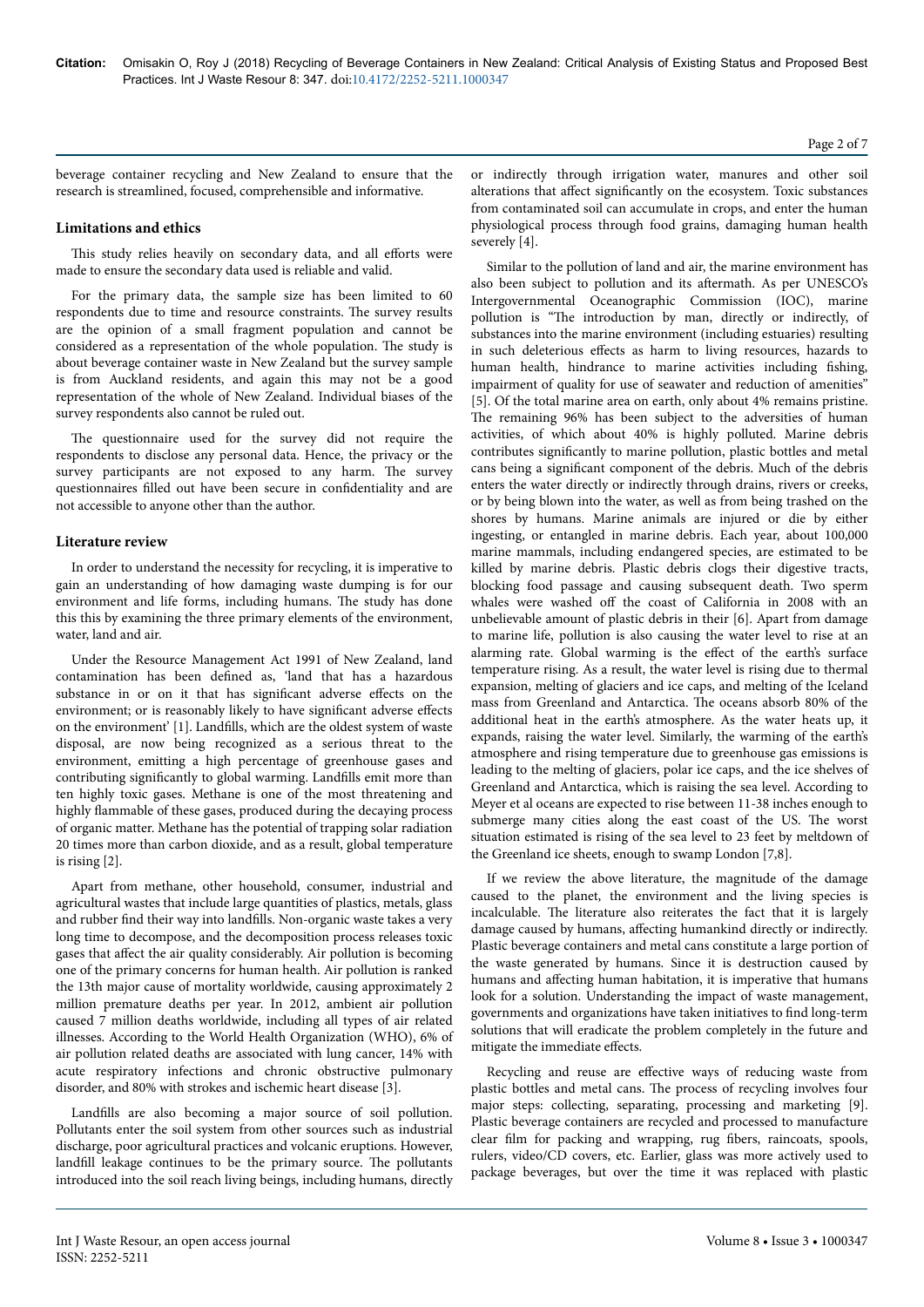beverage container recycling and New Zealand to ensure that the research is streamlined, focused, comprehensible and informative.

### Limitations and ethics

This study relies heavily on secondary data, and all efforts were made to ensure the secondary data used is reliable and valid.

For the primary data, the sample size has been limited to 60 respondents due to time and resource constraints. The survey results are the opinion of a small fragment population and cannot be considered as a representation of the whole population. The study is about beverage container waste in New Zealand but the survey sample is from Auckland residents, and again this may not be a good representation of the whole of New Zealand. Individual biases of the survey respondents also cannot be ruled out.

The questionnaire used for the survey did not require the respondents to disclose any personal data. Hence, the privacy or the survey participants are not exposed to any harm. The survey questionnaires filled out have been secure in confidentiality and are not accessible to anyone other than the author.

### Literature review

In order to understand the necessity for recycling, it is imperative to gain an understanding of how damaging waste dumping is for our environment and life forms, including humans. The study has done this this by examining the three primary elements of the environment, water, land and air.

Under the Resource Management Act 1991 of New Zealand, land contamination has been defined as, 'land that has a hazardous substance in or on it that has significant adverse effects on the environment; or is reasonably likely to have significant adverse effects on the environment' [1]. Landfills, which are the oldest system of waste disposal, are now being recognized as a serious threat to the environment, emitting a high percentage of greenhouse gases and contributing significantly to global warming. Landfills emit more than ten highly toxic gases. Methane is one of the most threatening and highly flammable of these gases, produced during the decaying process of organic matter. Methane has the potential of trapping solar radiation 20 times more than carbon dioxide, and as a result, global temperature is rising [2].

Apart from methane, other household, consumer, industrial and agricultural wastes that include large quantities of plastics, metals, glass and rubber find their way into landfills. Non-organic waste takes a very long time to decompose, and the decomposition process releases toxic gases that affect the air quality considerably. Air pollution is becoming one of the primary concerns for human health. Air pollution is ranked the 13th major cause of mortality worldwide, causing approximately 2 million premature deaths per year. In 2012, ambient air pollution caused 7 million deaths worldwide, including all types of air related illnesses. According to the World Health Organization (WHO), 6% of air pollution related deaths are associated with lung cancer, 14% with acute respiratory infections and chronic obstructive pulmonary disorder, and 80% with strokes and ischemic heart disease [3].

Landfills are also becoming a major source of soil pollution. Pollutants enter the soil system from other sources such as industrial discharge, poor agricultural practices and volcanic eruptions. However, landfill leakage continues to be the primary source. The pollutants introduced into the soil reach living beings, including humans, directly or indirectly through irrigation water, manures and other soil alterations that affect significantly on the ecosystem. Toxic substances from contaminated soil can accumulate in crops, and enter the human physiological process through food grains, damaging human health severely [4].

Similar to the pollution of land and air, the marine environment has also been subject to pollution and its aftermath. As per UNESCO's Intergovernmental Oceanographic Commission (IOC), marine pollution is "The introduction by man, directly or indirectly, of substances into the marine environment (including estuaries) resulting in such deleterious effects as harm to living resources, hazards to human health, hindrance to marine activities including fishing, impairment of quality for use of seawater and reduction of amenities" [5]. Of the total marine area on earth, only about 4% remains pristine. The remaining 96% has been subject to the adversities of human activities, of which about 40% is highly polluted. Marine debris contributes significantly to marine pollution, plastic bottles and metal cans being a significant component of the debris. Much of the debris enters the water directly or indirectly through drains, rivers or creeks, or by being blown into the water, as well as from being trashed on the shores by humans. Marine animals are injured or die by either ingesting, or entangled in marine debris. Each year, about 100,000 marine mammals, including endangered species, are estimated to be killed by marine debris. Plastic debris clogs their digestive tracts, blocking food passage and causing subsequent death. Two sperm whales were washed off the coast of California in 2008 with an unbelievable amount of plastic debris in their [6]. Apart from damage to marine life, pollution is also causing the water level to rise at an alarming rate. Global warming is the effect of the earth's surface temperature rising. As a result, the water level is rising due to thermal expansion, melting of glaciers and ice caps, and melting of the Iceland mass from Greenland and Antarctica. The oceans absorb 80% of the additional heat in the earth's atmosphere. As the water heats up, it expands, raising the water level. Similarly, the warming of the earth's atmosphere and rising temperature due to greenhouse gas emissions is leading to the melting of glaciers, polar ice caps, and the ice shelves of Greenland and Antarctica, which is raising the sea level. According to Meyer et al oceans are expected to rise between 11-38 inches enough to submerge many cities along the east coast of the US. The worst situation estimated is rising of the sea level to 23 feet by meltdown of the Greenland ice sheets, enough to swamp London [7,8].

If we review the above literature, the magnitude of the damage caused to the planet, the environment and the living species is incalculable. The literature also reiterates the fact that it is largely damage caused by humans, affecting humankind directly or indirectly. Plastic beverage containers and metal cans constitute a large portion of the waste generated by humans. Since it is destruction caused by humans and affecting human habitation, it is imperative that humans look for a solution. Understanding the impact of waste management, governments and organizations have taken initiatives to find long-term solutions that will eradicate the problem completely in the future and mitigate the immediate effects.

Recycling and reuse are effective ways of reducing waste from plastic bottles and metal cans. The process of recycling involves four major steps: collecting, separating, processing and marketing [9]. Plastic beverage containers are recycled and processed to manufacture clear film for packing and wrapping, rug fibers, raincoats, spools, rulers, video/CD covers, etc. Earlier, glass was more actively used to package beverages, but over the time it was replaced with plastic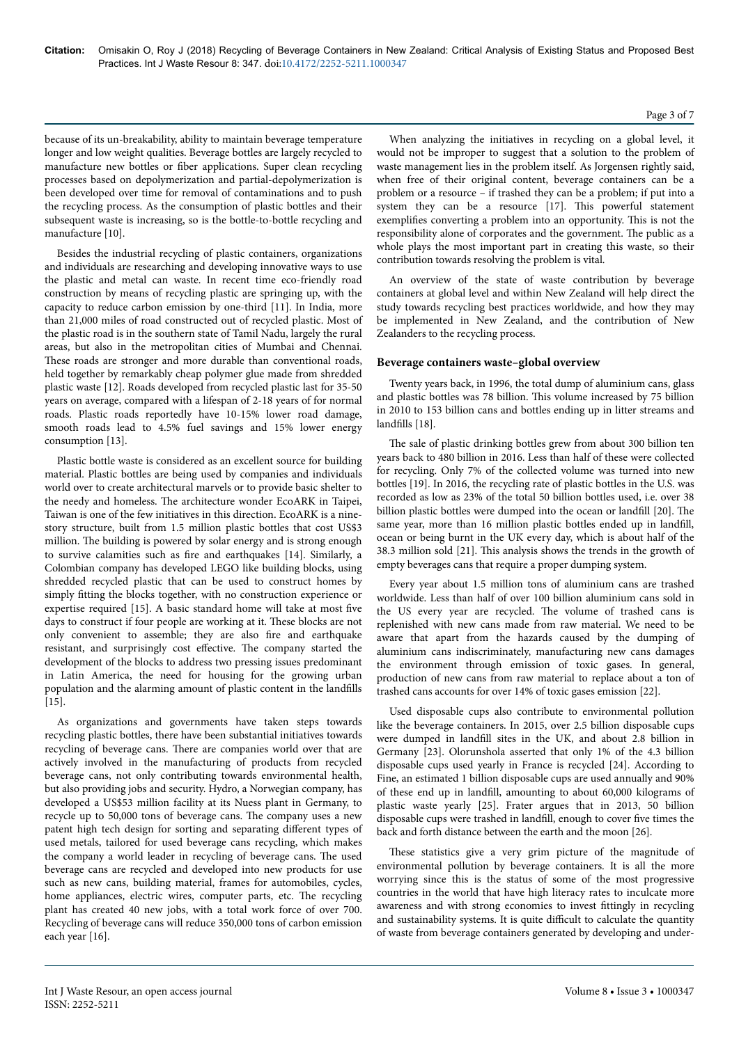because of its un-breakability, ability to maintain beverage temperature longer and low weight qualities. Beverage bottles are largely recycled to manufacture new bottles or fiber applications. Super clean recycling processes based on depolymerization and partial-depolymerization is been developed over time for removal of contaminations and to push the recycling process. As the consumption of plastic bottles and their subsequent waste is increasing, so is the bottle-to-bottle recycling and manufacture [10].

Besides the industrial recycling of plastic containers, organizations and individuals are researching and developing innovative ways to use the plastic and metal can waste. In recent time eco-friendly road construction by means of recycling plastic are springing up, with the capacity to reduce carbon emission by one-third [11]. In India, more than 21,000 miles of road constructed out of recycled plastic. Most of the plastic road is in the southern state of Tamil Nadu, largely the rural areas, but also in the metropolitan cities of Mumbai and Chennai. These roads are stronger and more durable than conventional roads, held together by remarkably cheap polymer glue made from shredded plastic waste [12]. Roads developed from recycled plastic last for 35-50 years on average, compared with a lifespan of 2-18 years of for normal roads. Plastic roads reportedly have 10-15% lower road damage, smooth roads lead to 4.5% fuel savings and 15% lower energy consumption [13].

Plastic bottle waste is considered as an excellent source for building material. Plastic bottles are being used by companies and individuals world over to create architectural marvels or to provide basic shelter to the needy and homeless. The architecture wonder EcoARK in Taipei, Taiwan is one of the few initiatives in this direction. EcoARK is a nine-story structure, built from 1.5 million plastic bottles that cost US$3 million. The building is powered by solar energy and is strong enough to survive calamities such as fire and earthquakes [14]. Similarly, a Colombian company has developed LEGO like building blocks, using shredded recycled plastic that can be used to construct homes by simply fitting the blocks together, with no construction experience or expertise required [15]. A basic standard home will take at most five days to construct if four people are working at it. These blocks are not only convenient to assemble; they are also fire and earthquake resistant, and surprisingly cost effective. The company started the development of the blocks to address two pressing issues predominant in Latin America, the need for housing for the growing urban population and the alarming amount of plastic content in the landfills [15].

As organizations and governments have taken steps towards recycling plastic bottles, there have been substantial initiatives towards recycling of beverage cans. There are companies world over that are actively involved in the manufacturing of products from recycled beverage cans, not only contributing towards environmental health, but also providing jobs and security. Hydro, a Norwegian company, has developed a US$53 million facility at its Nuess plant in Germany, to recycle up to 50,000 tons of beverage cans. The company uses a new patent high tech design for sorting and separating different types of used metals, tailored for used beverage cans recycling, which makes the company a world leader in recycling of beverage cans. The used beverage cans are recycled and developed into new products for use such as new cans, building material, frames for automobiles, cycles, home appliances, electric wires, computer parts, etc. The recycling plant has created 40 new jobs, with a total work force of over 700. Recycling of beverage cans will reduce 350,000 tons of carbon emission each year [16].

When analyzing the initiatives in recycling on a global level, it would not be improper to suggest that a solution to the problem of waste management lies in the problem itself. As Jorgensen rightly said, when free of their original content, beverage containers can be a problem or a resource – if trashed they can be a problem; if put into a system they can be a resource [17]. This powerful statement exemplifies converting a problem into an opportunity. This is not the responsibility alone of corporates and the government. The public as a whole plays the most important part in creating this waste, so their contribution towards resolving the problem is vital.

An overview of the state of waste contribution by beverage containers at global level and within New Zealand will help direct the study towards recycling best practices worldwide, and how they may be implemented in New Zealand, and the contribution of New Zealanders to the recycling process.

### Beverage containers waste–global overview

Twenty years back, in 1996, the total dump of aluminium cans, glass and plastic bottles was 78 billion. This volume increased by 75 billion in 2010 to 153 billion cans and bottles ending up in litter streams and landfills [18].

The sale of plastic drinking bottles grew from about 300 billion ten years back to 480 billion in 2016. Less than half of these were collected for recycling. Only 7% of the collected volume was turned into new bottles [19]. In 2016, the recycling rate of plastic bottles in the U.S. was recorded as low as 23% of the total 50 billion bottles used, i.e. over 38 billion plastic bottles were dumped into the ocean or landfill [20]. The same year, more than 16 million plastic bottles ended up in landfill, ocean or being burnt in the UK every day, which is about half of the 38.3 million sold [21]. This analysis shows the trends in the growth of empty beverages cans that require a proper dumping system.

Every year about 1.5 million tons of aluminium cans are trashed worldwide. Less than half of over 100 billion aluminium cans sold in the US every year are recycled. The volume of trashed cans is replenished with new cans made from raw material. We need to be aware that apart from the hazards caused by the dumping of aluminium cans indiscriminately, manufacturing new cans damages the environment through emission of toxic gases. In general, production of new cans from raw material to replace about a ton of trashed cans accounts for over 14% of toxic gases emission [22].

Used disposable cups also contribute to environmental pollution like the beverage containers. In 2015, over 2.5 billion disposable cups were dumped in landfill sites in the UK, and about 2.8 billion in Germany [23]. Olorunshola asserted that only 1% of the 4.3 billion disposable cups used yearly in France is recycled [24]. According to Fine, an estimated 1 billion disposable cups are used annually and 90% of these end up in landfill, amounting to about 60,000 kilograms of plastic waste yearly [25]. Frater argues that in 2013, 50 billion disposable cups were trashed in landfill, enough to cover five times the back and forth distance between the earth and the moon [26].

These statistics give a very grim picture of the magnitude of environmental pollution by beverage containers. It is all the more worrying since this is the status of some of the most progressive countries in the world that have high literacy rates to inculcate more awareness and with strong economies to invest fittingly in recycling and sustainability systems. It is quite difficult to calculate the quantity of waste from beverage containers generated by developing and under-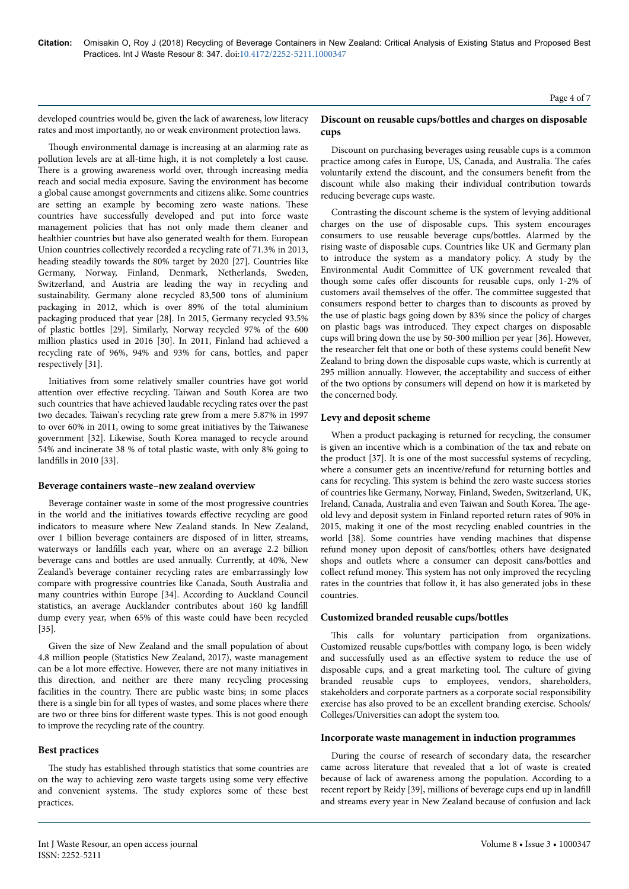developed countries would be, given the lack of awareness, low literacy rates and most importantly, no or weak environment protection laws.

Though environmental damage is increasing at an alarming rate as pollution levels are at all-time high, it is not completely a lost cause. There is a growing awareness world over, through increasing media reach and social media exposure. Saving the environment has become a global cause amongst governments and citizens alike. Some countries are setting an example by becoming zero waste nations. These countries have successfully developed and put into force waste management policies that has not only made them cleaner and healthier countries but have also generated wealth for them. European Union countries collectively recorded a recycling rate of 71.3% in 2013, heading steadily towards the 80% target by 2020 [27]. Countries like Germany, Norway, Finland, Denmark, Netherlands, Sweden, Switzerland, and Austria are leading the way in recycling and sustainability. Germany alone recycled 83,500 tons of aluminium packaging in 2012, which is over 89% of the total aluminium packaging produced that year [28]. In 2015, Germany recycled 93.5% of plastic bottles [29]. Similarly, Norway recycled 97% of the 600 million plastics used in 2016 [30]. In 2011, Finland had achieved a recycling rate of 96%, 94% and 93% for cans, bottles, and paper respectively [31].

Initiatives from some relatively smaller countries have got world attention over effective recycling. Taiwan and South Korea are two such countries that have achieved laudable recycling rates over the past two decades. Taiwan's recycling rate grew from a mere 5.87% in 1997 to over 60% in 2011, owing to some great initiatives by the Taiwanese government [32]. Likewise, South Korea managed to recycle around 54% and incinerate 38 % of total plastic waste, with only 8% going to landfills in 2010 [33].

## Beverage containers waste–new zealand overview

Beverage container waste in some of the most progressive countries in the world and the initiatives towards effective recycling are good indicators to measure where New Zealand stands. In New Zealand, over 1 billion beverage containers are disposed of in litter, streams, waterways or landfills each year, where on an average 2.2 billion beverage cans and bottles are used annually. Currently, at 40%, New Zealand's beverage container recycling rates are embarrassingly low compare with progressive countries like Canada, South Australia and many countries within Europe [34]. According to Auckland Council statistics, an average Aucklander contributes about 160 kg landfill dump every year, when 65% of this waste could have been recycled [35].

Given the size of New Zealand and the small population of about 4.8 million people (Statistics New Zealand, 2017), waste management can be a lot more effective. However, there are not many initiatives in this direction, and neither are there many recycling processing facilities in the country. There are public waste bins; in some places there is a single bin for all types of wastes, and some places where there are two or three bins for different waste types. This is not good enough to improve the recycling rate of the country.

## Best practices

The study has established through statistics that some countries are on the way to achieving zero waste targets using some very effective and convenient systems. The study explores some of these best practices.

### Discount on reusable cups/bottles and charges on disposable cups

Discount on purchasing beverages using reusable cups is a common practice among cafes in Europe, US, Canada, and Australia. The cafes voluntarily extend the discount, and the consumers benefit from the discount while also making their individual contribution towards reducing beverage cups waste.

Contrasting the discount scheme is the system of levying additional charges on the use of disposable cups. This system encourages consumers to use reusable beverage cups/bottles. Alarmed by the rising waste of disposable cups. Countries like UK and Germany plan to introduce the system as a mandatory policy. A study by the Environmental Audit Committee of UK government revealed that though some cafes offer discounts for reusable cups, only 1-2% of customers avail themselves of the offer. The committee suggested that consumers respond better to charges than to discounts as proved by the use of plastic bags going down by 83% since the policy of charges on plastic bags was introduced. They expect charges on disposable cups will bring down the use by 50-300 million per year [36]. However, the researcher felt that one or both of these systems could benefit New Zealand to bring down the disposable cups waste, which is currently at 295 million annually. However, the acceptability and success of either of the two options by consumers will depend on how it is marketed by the concerned body.

### Levy and deposit scheme

When a product packaging is returned for recycling, the consumer is given an incentive which is a combination of the tax and rebate on the product [37]. It is one of the most successful systems of recycling, where a consumer gets an incentive/refund for returning bottles and cans for recycling. This system is behind the zero waste success stories of countries like Germany, Norway, Finland, Sweden, Switzerland, UK, Ireland, Canada, Australia and even Taiwan and South Korea. The age-old levy and deposit system in Finland reported return rates of 90% in 2015, making it one of the most recycling enabled countries in the world [38]. Some countries have vending machines that dispense refund money upon deposit of cans/bottles; others have designated shops and outlets where a consumer can deposit cans/bottles and collect refund money. This system has not only improved the recycling rates in the countries that follow it, it has also generated jobs in these countries.

### Customized branded reusable cups/bottles

This calls for voluntary participation from organizations. Customized reusable cups/bottles with company logo, is been widely and successfully used as an effective system to reduce the use of disposable cups, and a great marketing tool. The culture of giving branded reusable cups to employees, vendors, shareholders, stakeholders and corporate partners as a corporate social responsibility exercise has also proved to be an excellent branding exercise. Schools/Colleges/Universities can adopt the system too.

### Incorporate waste management in induction programmes

During the course of research of secondary data, the researcher came across literature that revealed that a lot of waste is created because of lack of awareness among the population. According to a recent report by Reidy [39], millions of beverage cups end up in landfill and streams every year in New Zealand because of confusion and lack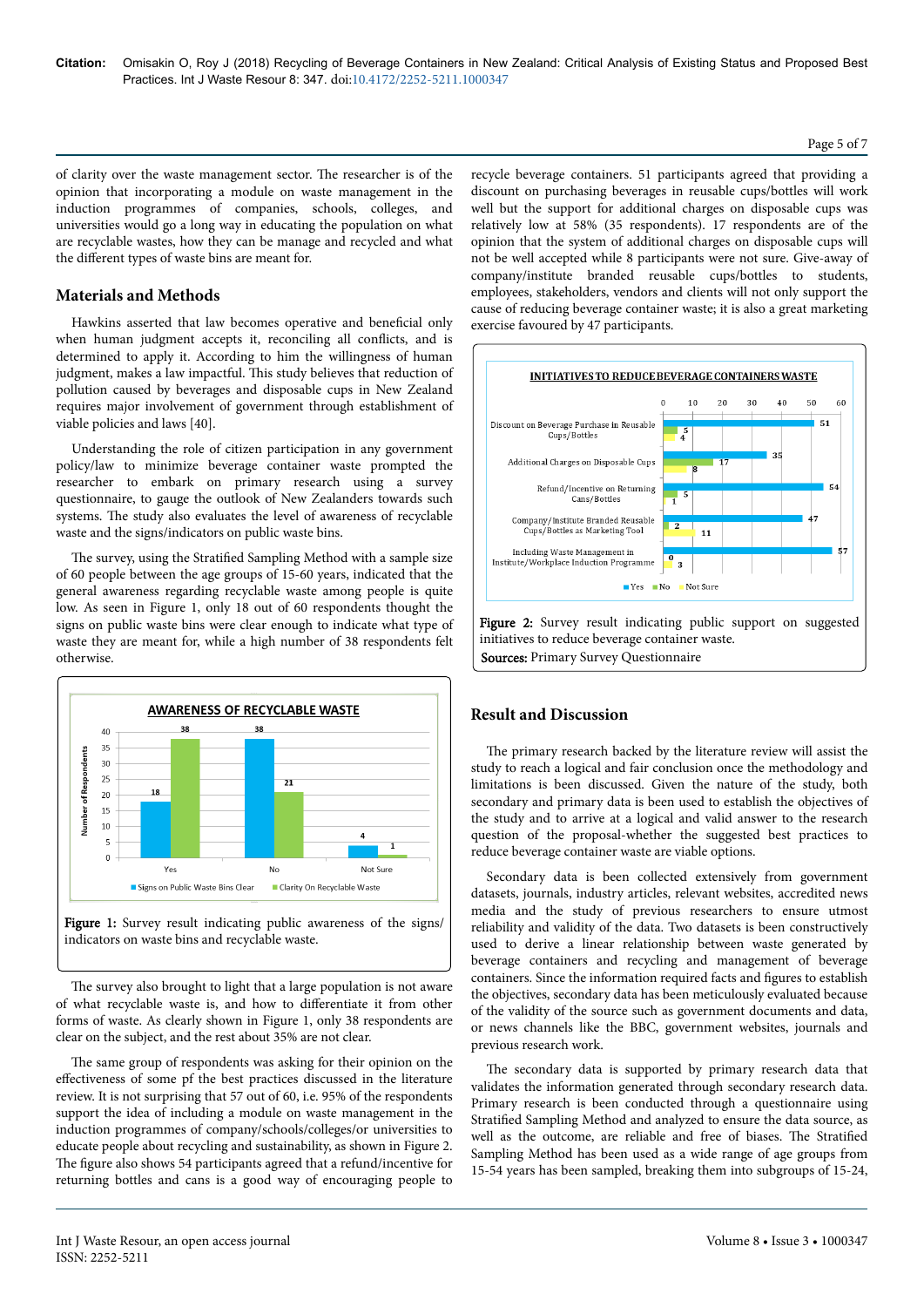of clarity over the waste management sector. The researcher is of the opinion that incorporating a module on waste management in the induction programmes of companies, schools, colleges, and universities would go a long way in educating the population on what are recyclable wastes, how they can be manage and recycled and what the different types of waste bins are meant for.

## Materials and Methods

Hawkins asserted that law becomes operative and beneficial only when human judgment accepts it, reconciling all conflicts, and is determined to apply it. According to him the willingness of human judgment, makes a law impactful. This study believes that reduction of pollution caused by beverages and disposable cups in New Zealand requires major involvement of government through establishment of viable policies and laws [40].

Understanding the role of citizen participation in any government policy/law to minimize beverage container waste prompted the researcher to embark on primary research using a survey questionnaire, to gauge the outlook of New Zealanders towards such systems. The study also evaluates the level of awareness of recyclable waste and the signs/indicators on public waste bins.

The survey, using the Stratified Sampling Method with a sample size of 60 people between the age groups of 15-60 years, indicated that the general awareness regarding recyclable waste among people is quite low. As seen in Figure 1, only 18 out of 60 respondents thought the signs on public waste bins were clear enough to indicate what type of waste they are meant for, while a high number of 38 respondents felt otherwise.

**Figure 1:** Survey result indicating public awareness of the signs/ indicators on waste bins and recyclable waste.

The survey also brought to light that a large population is not aware of what recyclable waste is, and how to differentiate it from other forms of waste. As clearly shown in Figure 1, only 38 respondents are clear on the subject, and the rest about 35% are not clear.

The same group of respondents was asking for their opinion on the effectiveness of some pf the best practices discussed in the literature review. It is not surprising that 57 out of 60, i.e. 95% of the respondents support the idea of including a module on waste management in the induction programmes of company/schools/colleges/or universities to educate people about recycling and sustainability, as shown in Figure 2. The figure also shows 54 participants agreed that a refund/incentive for returning bottles and cans is a good way of encouraging people to recycle beverage containers. 51 participants agreed that providing a discount on purchasing beverages in reusable cups/bottles will work well but the support for additional charges on disposable cups was relatively low at 58% (35 respondents). 17 respondents are of the opinion that the system of additional charges on disposable cups will not be well accepted while 8 participants were not sure. Give-away of company/institute branded reusable cups/bottles to students, employees, stakeholders, vendors and clients will not only support the cause of reducing beverage container waste; it is also a great marketing exercise favoured by 47 participants.

**Figure 2:** Survey result indicating public support on suggested initiatives to reduce beverage container waste.

**Sources:** Primary Survey Questionnaire

## Result and Discussion

The primary research backed by the literature review will assist the study to reach a logical and fair conclusion once the methodology and limitations is been discussed. Given the nature of the study, both secondary and primary data is been used to establish the objectives of the study and to arrive at a logical and valid answer to the research question of the proposal-whether the suggested best practices to reduce beverage container waste are viable options.

Secondary data is been collected extensively from government datasets, journals, industry articles, relevant websites, accredited news media and the study of previous researchers to ensure utmost reliability and validity of the data. Two datasets is been constructively used to derive a linear relationship between waste generated by beverage containers and recycling and management of beverage containers. Since the information required facts and figures to establish the objectives, secondary data has been meticulously evaluated because of the validity of the source such as government documents and data, or news channels like the BBC, government websites, journals and previous research work.

The secondary data is supported by primary research data that validates the information generated through secondary research data. Primary research is been conducted through a questionnaire using Stratified Sampling Method and analyzed to ensure the data source, as well as the outcome, are reliable and free of biases. The Stratified Sampling Method has been used as a wide range of age groups from 15-54 years has been sampled, breaking them into subgroups of 15-24,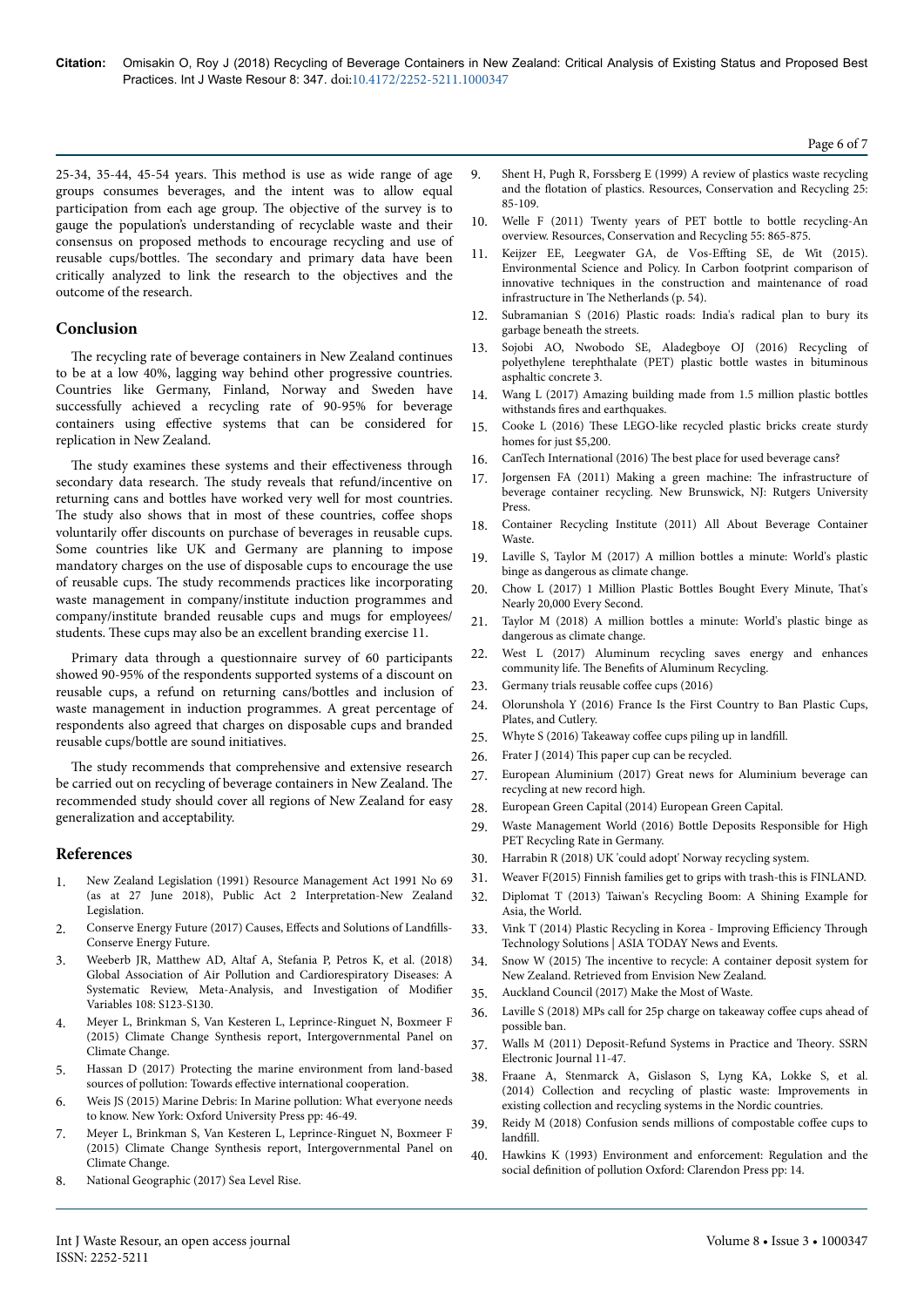25-34, 35-44, 45-54 years. This method is use as wide range of age groups consumes beverages, and the intent was to allow equal participation from each age group. The objective of the survey is to gauge the population's understanding of recyclable waste and their consensus on proposed methods to encourage recycling and use of reusable cups/bottles. The secondary and primary data have been critically analyzed to link the research to the objectives and the outcome of the research.

## Conclusion

The recycling rate of beverage containers in New Zealand continues to be at a low 40%, lagging way behind other progressive countries. Countries like Germany, Finland, Norway and Sweden have successfully achieved a recycling rate of 90-95% for beverage containers using effective systems that can be considered for replication in New Zealand.

The study examines these systems and their effectiveness through secondary data research. The study reveals that refund/incentive on returning cans and bottles have worked very well for most countries. The study also shows that in most of these countries, coffee shops voluntarily offer discounts on purchase of beverages in reusable cups. Some countries like UK and Germany are planning to impose mandatory charges on the use of disposable cups to encourage the use of reusable cups. The study recommends practices like incorporating waste management in company/institute induction programmes and company/institute branded reusable cups and mugs for employees/ students. These cups may also be an excellent branding exercise 11.

Primary data through a questionnaire survey of 60 participants showed 90-95% of the respondents supported systems of a discount on reusable cups, a refund on returning cans/bottles and inclusion of waste management in induction programmes. A great percentage of respondents also agreed that charges on disposable cups and branded reusable cups/bottle are sound initiatives.

The study recommends that comprehensive and extensive research be carried out on recycling of beverage containers in New Zealand. The recommended study should cover all regions of New Zealand for easy generalization and acceptability.

## References

1. New Zealand Legislation (1991) Resource Management Act 1991 No 69 (as at 27 June 2018), Public Act 2 Interpretation-New Zealand Legislation.
2. Conserve Energy Future (2017) Causes, Effects and Solutions of Landfills-Conserve Energy Future.
3. Weeberb JR, Matthew AD, Altaf A, Stefania P, Petros K, et al. (2018) Global Association of Air Pollution and Cardiorespiratory Diseases: A Systematic Review, Meta-Analysis, and Investigation of Modifier Variables 108: S123-S130.
4. Meyer L, Brinkman S, Van Kesteren L, Leprince-Ringuet N, Boxmeer F (2015) Climate Change Synthesis report, Intergovernmental Panel on Climate Change.
5. Hassan D (2017) Protecting the marine environment from land-based sources of pollution: Towards effective international cooperation.
6. Weis JS (2015) Marine Debris: In Marine pollution: What everyone needs to know. New York: Oxford University Press pp: 46-49.
7. Meyer L, Brinkman S, Van Kesteren L, Leprince-Ringuet N, Boxmeer F (2015) Climate Change Synthesis report, Intergovernmental Panel on Climate Change.
8. National Geographic (2017) Sea Level Rise.
9. Shent H, Pugh R, Forssberg E (1999) A review of plastics waste recycling and the flotation of plastics. Resources, Conservation and Recycling 25: 85-109.
10. Welle F (2011) Twenty years of PET bottle to bottle recycling-An overview. Resources, Conservation and Recycling 55: 865-875.
11. Keijzer EE, Leegwater GA, de Vos-Effting SE, de Wit (2015). Environmental Science and Policy. In Carbon footprint comparison of innovative techniques in the construction and maintenance of road infrastructure in The Netherlands (p. 54).
12. Subramanian S (2016) Plastic roads: India's radical plan to bury its garbage beneath the streets.
13. Sojobi AO, Nwobodo SE, Aladegboye OJ (2016) Recycling of polyethylene terephthalate (PET) plastic bottle wastes in bituminous asphaltic concrete 3.
14. Wang L (2017) Amazing building made from 1.5 million plastic bottles withstands fires and earthquakes.
15. Cooke L (2016) These LEGO-like recycled plastic bricks create sturdy homes for just $5,200.
16. CanTech International (2016) The best place for used beverage cans?
17. Jorgensen FA (2011) Making a green machine: The infrastructure of beverage container recycling. New Brunswick, NJ: Rutgers University Press.
18. Container Recycling Institute (2011) All About Beverage Container Waste.
19. Laville S, Taylor M (2017) A million bottles a minute: World's plastic binge as dangerous as climate change.
20. Chow L (2017) 1 Million Plastic Bottles Bought Every Minute, That's Nearly 20,000 Every Second.
21. Taylor M (2018) A million bottles a minute: World's plastic binge as dangerous as climate change.
22. West L (2017) Aluminum recycling saves energy and enhances community life. The Benefits of Aluminum Recycling.
23. Germany trials reusable coffee cups (2016)
24. Olorunshola Y (2016) France Is the First Country to Ban Plastic Cups, Plates, and Cutlery.
25. Whyte S (2016) Takeaway coffee cups piling up in landfill.
26. Frater J (2014) This paper cup can be recycled.
27. European Aluminium (2017) Great news for Aluminium beverage can recycling at new record high.
28. European Green Capital (2014) European Green Capital.
29. Waste Management World (2016) Bottle Deposits Responsible for High PET Recycling Rate in Germany.
30. Harrabin R (2018) UK 'could adopt' Norway recycling system.
31. Weaver F(2015) Finnish families get to grips with trash-this is FINLAND.
32. Diplomat T (2013) Taiwan's Recycling Boom: A Shining Example for Asia, the World.
33. Vink T (2014) Plastic Recycling in Korea - Improving Efficiency Through Technology Solutions | ASIA TODAY News and Events.
34. Snow W (2015) The incentive to recycle: A container deposit system for New Zealand. Retrieved from Envision New Zealand.
35. Auckland Council (2017) Make the Most of Waste.
36. Laville S (2018) MPs call for 25p charge on takeaway coffee cups ahead of possible ban.
37. Walls M (2011) Deposit-Refund Systems in Practice and Theory. SSRN Electronic Journal 11-47.
38. Fraane A, Stenmarck A, Gislason S, Lyng KA, Lokke S, et al. (2014) Collection and recycling of plastic waste: Improvements in existing collection and recycling systems in the Nordic countries.
39. Reidy M (2018) Confusion sends millions of compostable coffee cups to landfill.
40. Hawkins K (1993) Environment and enforcement: Regulation and the social definition of pollution Oxford: Clarendon Press pp: 14.